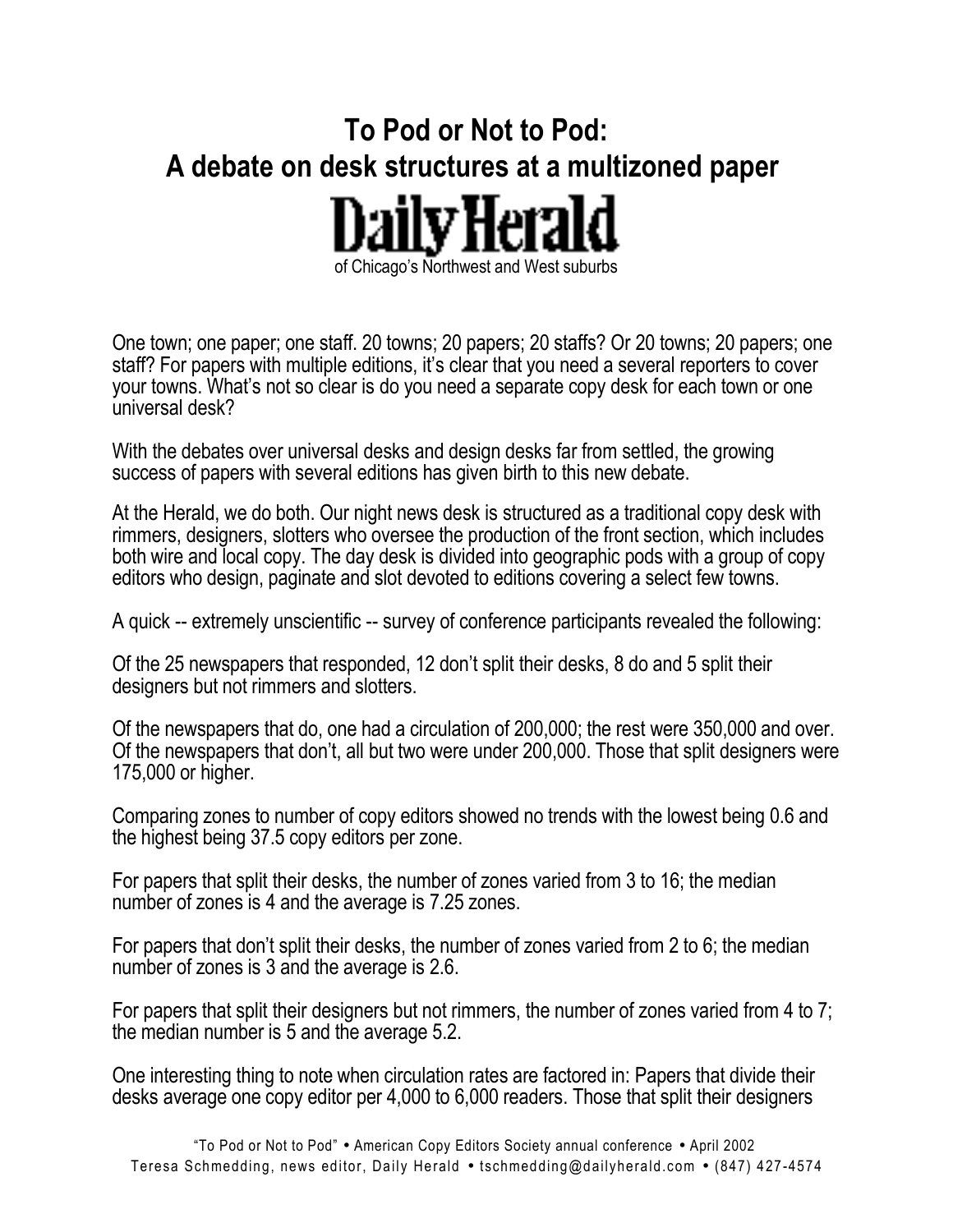# To Pod or Not to Pod: A debate on desk structures at a multizoned paper

**Daily Herald**

of Chicago's Northwest and West suburbs

One town; one paper; one staff. 20 towns; 20 papers; 20 staffs? Or 20 towns; 20 papers; one staff? For papers with multiple editions, it's clear that you need a several reporters to cover your towns. What's not so clear is do you need a separate copy desk for each town or one universal desk?

With the debates over universal desks and design desks far from settled, the growing success of papers with several editions has given birth to this new debate.

At the Herald, we do both. Our night news desk is structured as a traditional copy desk with rimmers, designers, slotters who oversee the production of the front section, which includes both wire and local copy. The day desk is divided into geographic pods with a group of copy editors who design, paginate and slot devoted to editions covering a select few towns.

A quick -- extremely unscientific -- survey of conference participants revealed the following:

Of the 25 newspapers that responded, 12 don't split their desks, 8 do and 5 split their designers but not rimmers and slotters.

Of the newspapers that do, one had a circulation of 200,000; the rest were 350,000 and over. Of the newspapers that don't, all but two were under 200,000. Those that split designers were 175,000 or higher.

Comparing zones to number of copy editors showed no trends with the lowest being 0.6 and the highest being 37.5 copy editors per zone.

For papers that split their desks, the number of zones varied from 3 to 16; the median number of zones is 4 and the average is 7.25 zones.

For papers that don't split their desks, the number of zones varied from 2 to 6; the median number of zones is 3 and the average is 2.6.

For papers that split their designers but not rimmers, the number of zones varied from 4 to 7; the median number is 5 and the average 5.2.

One interesting thing to note when circulation rates are factored in: Papers that divide their desks average one copy editor per 4,000 to 6,000 readers. Those that split their designers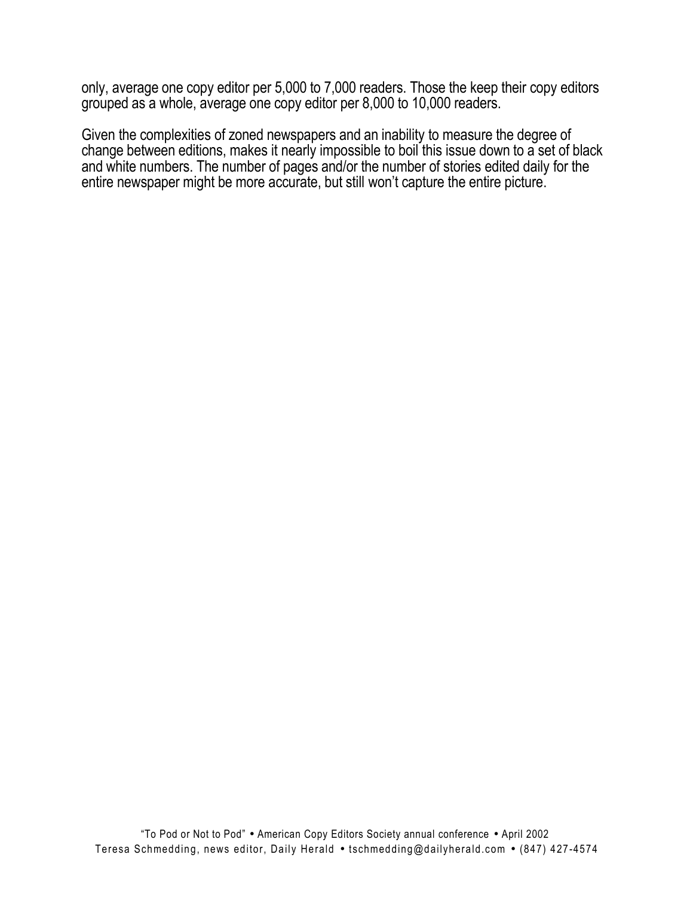only, average one copy editor per 5,000 to 7,000 readers. Those the keep their copy editors grouped as a whole, average one copy editor per 8,000 to 10,000 readers.

Given the complexities of zoned newspapers and an inability to measure the degree of change between editions, makes it nearly impossible to boil this issue down to a set of black and white numbers. The number of pages and/or the number of stories edited daily for the entire newspaper might be more accurate, but still won't capture the entire picture.